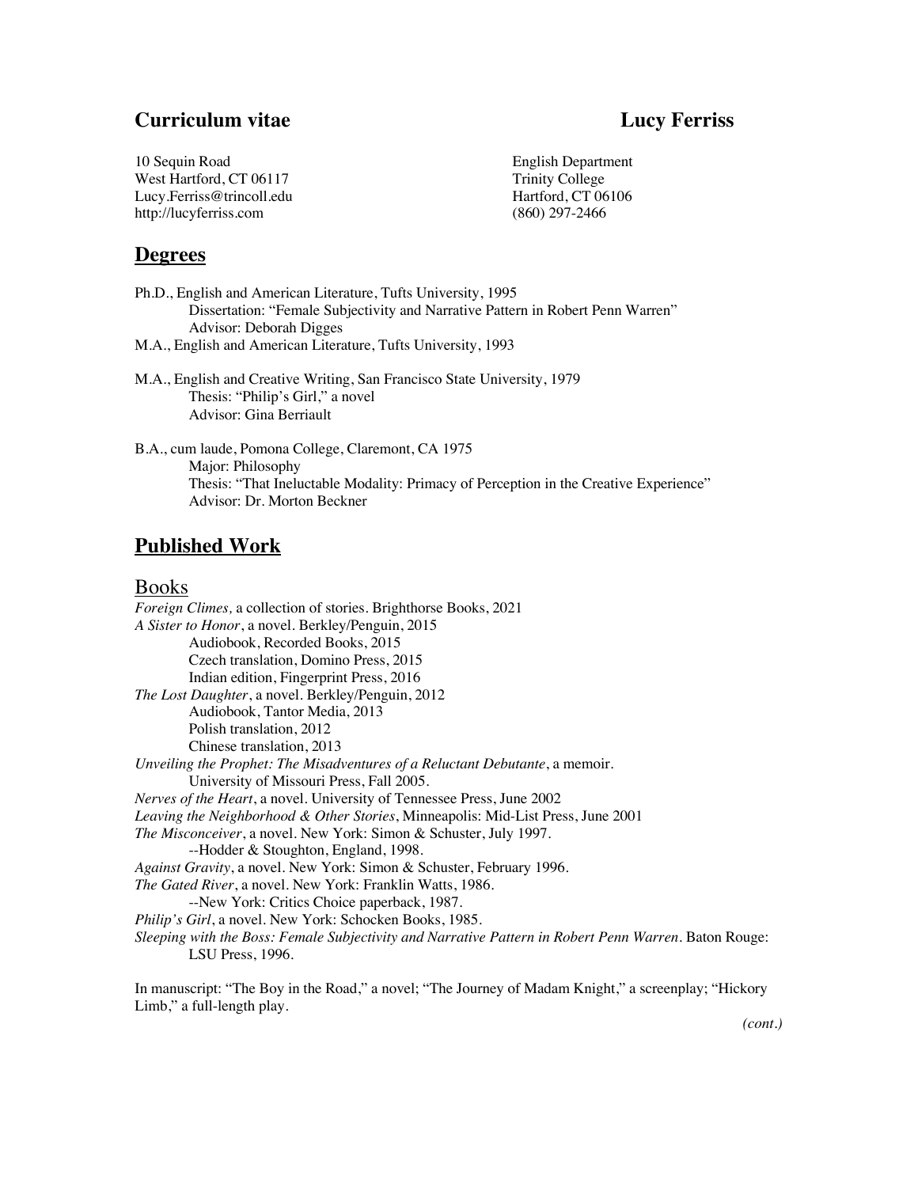# Curriculum vitae — Lucy Ferriss

10 Sequin Road
West Hartford, CT 06117
Lucy.Ferriss@trincoll.edu
http://lucyferriss.com

English Department
Trinity College
Hartford, CT 06106
(860) 297-2466

## Degrees

Ph.D., English and American Literature, Tufts University, 1995
    Dissertation: "Female Subjectivity and Narrative Pattern in Robert Penn Warren"
    Advisor: Deborah Digges
M.A., English and American Literature, Tufts University, 1993

M.A., English and Creative Writing, San Francisco State University, 1979
    Thesis: "Philip's Girl," a novel
    Advisor: Gina Berriault

B.A., cum laude, Pomona College, Claremont, CA 1975
    Major: Philosophy
    Thesis: "That Ineluctable Modality: Primacy of Perception in the Creative Experience"
    Advisor: Dr. Morton Beckner

## Published Work

### Books

*Foreign Climes,* a collection of stories. Brighthorse Books, 2021
*A Sister to Honor*, a novel. Berkley/Penguin, 2015
    Audiobook, Recorded Books, 2015
    Czech translation, Domino Press, 2015
    Indian edition, Fingerprint Press, 2016
*The Lost Daughter*, a novel. Berkley/Penguin, 2012
    Audiobook, Tantor Media, 2013
    Polish translation, 2012
    Chinese translation, 2013
*Unveiling the Prophet: The Misadventures of a Reluctant Debutante*, a memoir.
    University of Missouri Press, Fall 2005.
*Nerves of the Heart*, a novel. University of Tennessee Press, June 2002
*Leaving the Neighborhood & Other Stories*, Minneapolis: Mid-List Press, June 2001
*The Misconceiver*, a novel. New York: Simon & Schuster, July 1997.
    --Hodder & Stoughton, England, 1998.
*Against Gravity*, a novel. New York: Simon & Schuster, February 1996.
*The Gated River*, a novel. New York: Franklin Watts, 1986.
    --New York: Critics Choice paperback, 1987.
*Philip's Girl*, a novel. New York: Schocken Books, 1985.
*Sleeping with the Boss: Female Subjectivity and Narrative Pattern in Robert Penn Warren*. Baton Rouge: LSU Press, 1996.

In manuscript: "The Boy in the Road," a novel; "The Journey of Madam Knight," a screenplay; "Hickory Limb," a full-length play.

*(cont.)*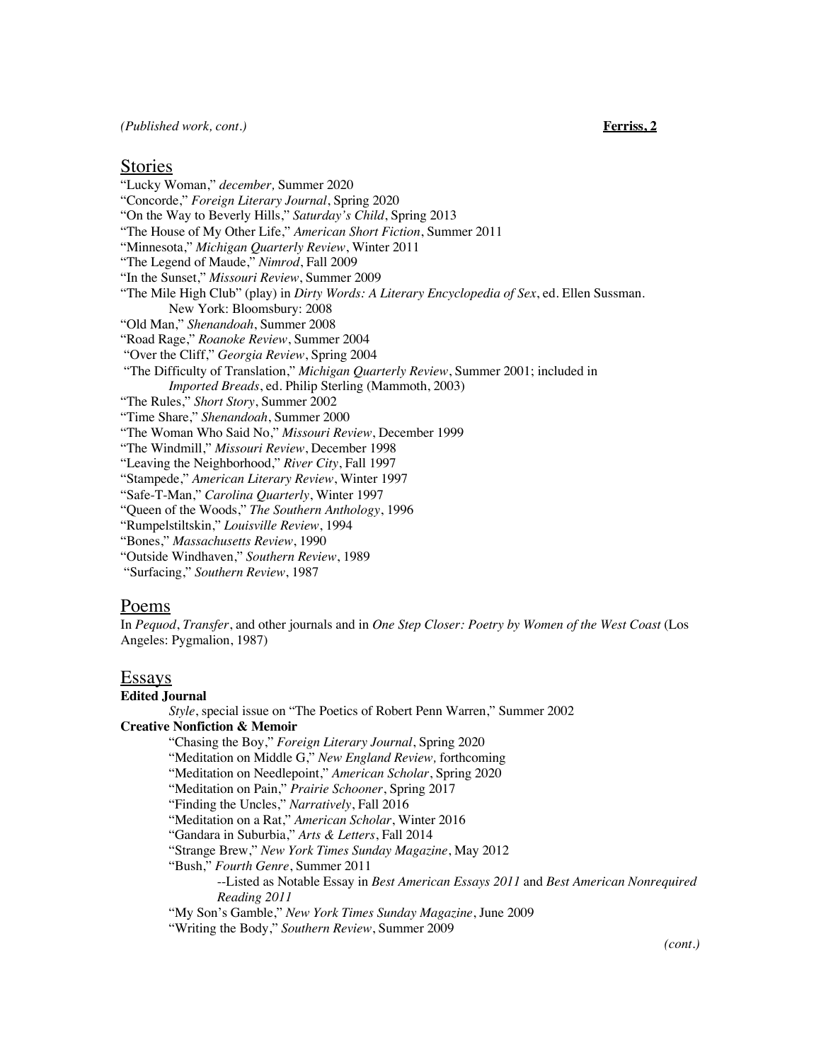*(Published work, cont.)*

## Stories

"Lucky Woman," *december,* Summer 2020
"Concorde," *Foreign Literary Journal*, Spring 2020
"On the Way to Beverly Hills," *Saturday's Child*, Spring 2013
"The House of My Other Life," *American Short Fiction*, Summer 2011
"Minnesota," *Michigan Quarterly Review*, Winter 2011
"The Legend of Maude," *Nimrod*, Fall 2009
"In the Sunset," *Missouri Review*, Summer 2009
"The Mile High Club" (play) in *Dirty Words: A Literary Encyclopedia of Sex*, ed. Ellen Sussman. New York: Bloomsbury: 2008
"Old Man," *Shenandoah*, Summer 2008
"Road Rage," *Roanoke Review*, Summer 2004
"Over the Cliff," *Georgia Review*, Spring 2004
"The Difficulty of Translation," *Michigan Quarterly Review*, Summer 2001; included in *Imported Breads*, ed. Philip Sterling (Mammoth, 2003)
"The Rules," *Short Story*, Summer 2002
"Time Share," *Shenandoah*, Summer 2000
"The Woman Who Said No," *Missouri Review*, December 1999
"The Windmill," *Missouri Review*, December 1998
"Leaving the Neighborhood," *River City*, Fall 1997
"Stampede," *American Literary Review*, Winter 1997
"Safe-T-Man," *Carolina Quarterly*, Winter 1997
"Queen of the Woods," *The Southern Anthology*, 1996
"Rumpelstiltskin," *Louisville Review*, 1994
"Bones," *Massachusetts Review*, 1990
"Outside Windhaven," *Southern Review*, 1989
"Surfacing," *Southern Review*, 1987

## Poems

In *Pequod*, *Transfer*, and other journals and in *One Step Closer: Poetry by Women of the West Coast* (Los Angeles: Pygmalion, 1987)

## Essays

**Edited Journal**

*Style*, special issue on "The Poetics of Robert Penn Warren," Summer 2002

**Creative Nonfiction & Memoir**

"Chasing the Boy," *Foreign Literary Journal*, Spring 2020
"Meditation on Middle G," *New England Review,* forthcoming
"Meditation on Needlepoint," *American Scholar*, Spring 2020
"Meditation on Pain," *Prairie Schooner*, Spring 2017
"Finding the Uncles," *Narratively*, Fall 2016
"Meditation on a Rat," *American Scholar*, Winter 2016
"Gandara in Suburbia," *Arts & Letters*, Fall 2014
"Strange Brew," *New York Times Sunday Magazine*, May 2012
"Bush," *Fourth Genre*, Summer 2011
--Listed as Notable Essay in *Best American Essays 2011* and *Best American Nonrequired Reading 2011*
"My Son's Gamble," *New York Times Sunday Magazine*, June 2009
"Writing the Body," *Southern Review*, Summer 2009

*(cont.)*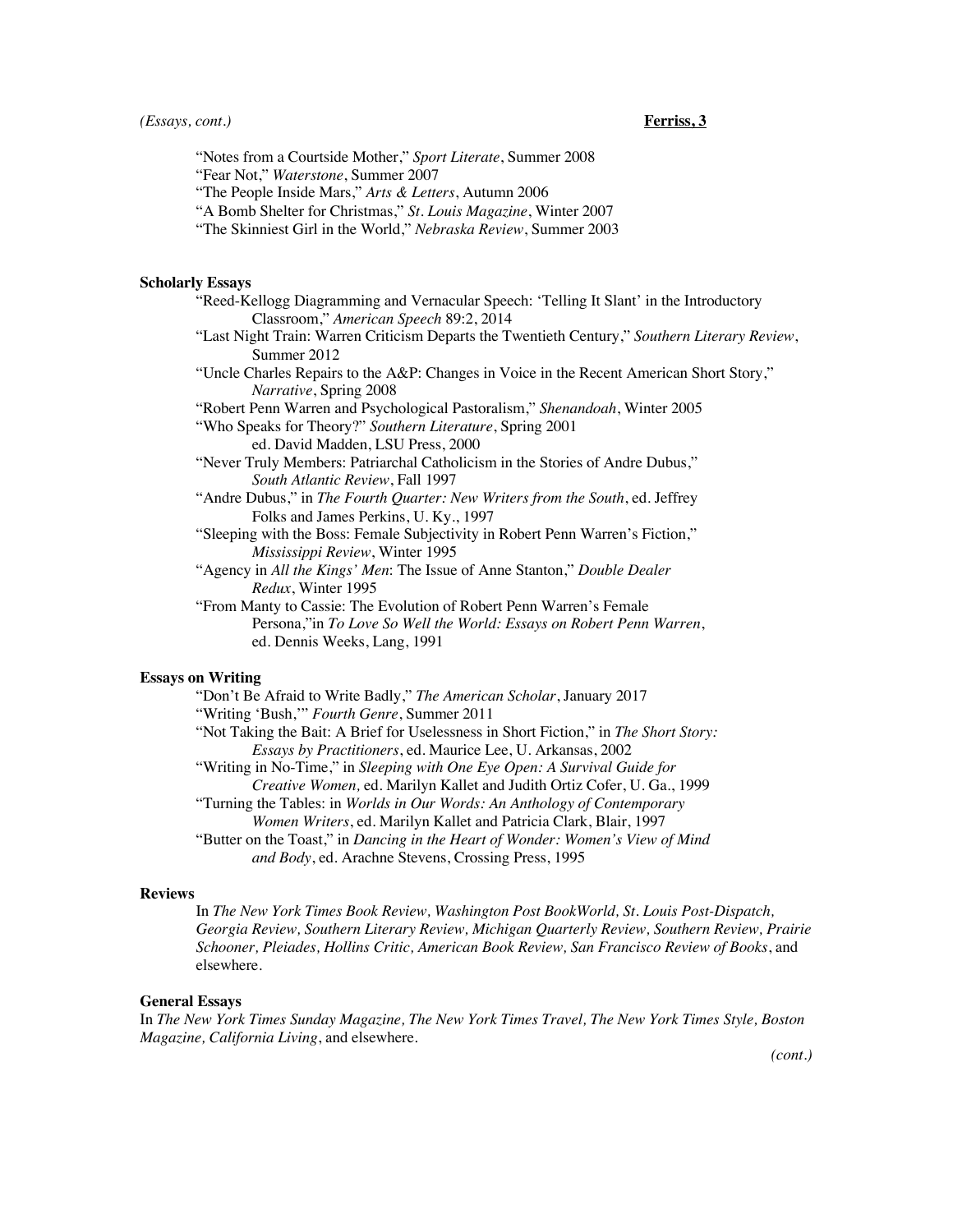*(Essays, cont.)*

"Notes from a Courtside Mother," *Sport Literate*, Summer 2008
"Fear Not," *Waterstone*, Summer 2007
"The People Inside Mars," *Arts & Letters*, Autumn 2006
"A Bomb Shelter for Christmas," *St. Louis Magazine*, Winter 2007
"The Skinniest Girl in the World," *Nebraska Review*, Summer 2003

**Scholarly Essays**

"Reed-Kellogg Diagramming and Vernacular Speech: 'Telling It Slant' in the Introductory Classroom," *American Speech* 89:2, 2014
"Last Night Train: Warren Criticism Departs the Twentieth Century," *Southern Literary Review*, Summer 2012
"Uncle Charles Repairs to the A&P: Changes in Voice in the Recent American Short Story," *Narrative*, Spring 2008
"Robert Penn Warren and Psychological Pastoralism," *Shenandoah*, Winter 2005
"Who Speaks for Theory?" *Southern Literature*, Spring 2001
ed. David Madden, LSU Press, 2000
"Never Truly Members: Patriarchal Catholicism in the Stories of Andre Dubus," *South Atlantic Review*, Fall 1997
"Andre Dubus," in *The Fourth Quarter: New Writers from the South*, ed. Jeffrey Folks and James Perkins, U. Ky., 1997
"Sleeping with the Boss: Female Subjectivity in Robert Penn Warren's Fiction," *Mississippi Review*, Winter 1995
"Agency in *All the Kings' Men*: The Issue of Anne Stanton," *Double Dealer Redux*, Winter 1995
"From Manty to Cassie: The Evolution of Robert Penn Warren's Female Persona,"in *To Love So Well the World: Essays on Robert Penn Warren*, ed. Dennis Weeks, Lang, 1991

**Essays on Writing**

"Don't Be Afraid to Write Badly," *The American Scholar*, January 2017
"Writing 'Bush,'" *Fourth Genre*, Summer 2011
"Not Taking the Bait: A Brief for Uselessness in Short Fiction," in *The Short Story: Essays by Practitioners*, ed. Maurice Lee, U. Arkansas, 2002
"Writing in No-Time," in *Sleeping with One Eye Open: A Survival Guide for Creative Women,* ed. Marilyn Kallet and Judith Ortiz Cofer, U. Ga., 1999
"Turning the Tables: in *Worlds in Our Words: An Anthology of Contemporary Women Writers*, ed. Marilyn Kallet and Patricia Clark, Blair, 1997
"Butter on the Toast," in *Dancing in the Heart of Wonder: Women's View of Mind and Body*, ed. Arachne Stevens, Crossing Press, 1995

**Reviews**

In *The New York Times Book Review, Washington Post BookWorld, St. Louis Post-Dispatch, Georgia Review, Southern Literary Review, Michigan Quarterly Review, Southern Review, Prairie Schooner, Pleiades, Hollins Critic, American Book Review, San Francisco Review of Books*, and elsewhere.

**General Essays**

In *The New York Times Sunday Magazine, The New York Times Travel, The New York Times Style, Boston Magazine, California Living*, and elsewhere.

*(cont.)*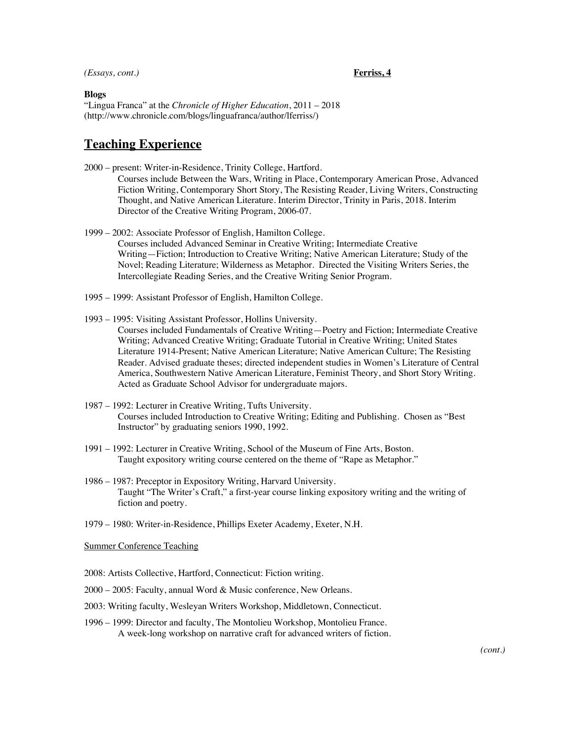*(Essays, cont.)*

**Blogs**

"Lingua Franca" at the *Chronicle of Higher Education*, 2011 – 2018 (http://www.chronicle.com/blogs/linguafranca/author/lferriss/)

## Teaching Experience

2000 – present: Writer-in-Residence, Trinity College, Hartford.
Courses include Between the Wars, Writing in Place, Contemporary American Prose, Advanced Fiction Writing, Contemporary Short Story, The Resisting Reader, Living Writers, Constructing Thought, and Native American Literature. Interim Director, Trinity in Paris, 2018. Interim Director of the Creative Writing Program, 2006-07.

1999 – 2002: Associate Professor of English, Hamilton College.
Courses included Advanced Seminar in Creative Writing; Intermediate Creative Writing—Fiction; Introduction to Creative Writing; Native American Literature; Study of the Novel; Reading Literature; Wilderness as Metaphor. Directed the Visiting Writers Series, the Intercollegiate Reading Series, and the Creative Writing Senior Program.

1995 – 1999: Assistant Professor of English, Hamilton College.

1993 – 1995: Visiting Assistant Professor, Hollins University.
Courses included Fundamentals of Creative Writing—Poetry and Fiction; Intermediate Creative Writing; Advanced Creative Writing; Graduate Tutorial in Creative Writing; United States Literature 1914-Present; Native American Literature; Native American Culture; The Resisting Reader. Advised graduate theses; directed independent studies in Women's Literature of Central America, Southwestern Native American Literature, Feminist Theory, and Short Story Writing. Acted as Graduate School Advisor for undergraduate majors.

1987 – 1992: Lecturer in Creative Writing, Tufts University.
Courses included Introduction to Creative Writing; Editing and Publishing. Chosen as "Best Instructor" by graduating seniors 1990, 1992.

1991 – 1992: Lecturer in Creative Writing, School of the Museum of Fine Arts, Boston.
Taught expository writing course centered on the theme of "Rape as Metaphor."

1986 – 1987: Preceptor in Expository Writing, Harvard University.
Taught "The Writer's Craft," a first-year course linking expository writing and the writing of fiction and poetry.

1979 – 1980: Writer-in-Residence, Phillips Exeter Academy, Exeter, N.H.

<u>Summer Conference Teaching</u>

2008: Artists Collective, Hartford, Connecticut: Fiction writing.

2000 – 2005: Faculty, annual Word & Music conference, New Orleans.

2003: Writing faculty, Wesleyan Writers Workshop, Middletown, Connecticut.

1996 – 1999: Director and faculty, The Montolieu Workshop, Montolieu France.
A week-long workshop on narrative craft for advanced writers of fiction.

*(cont.)*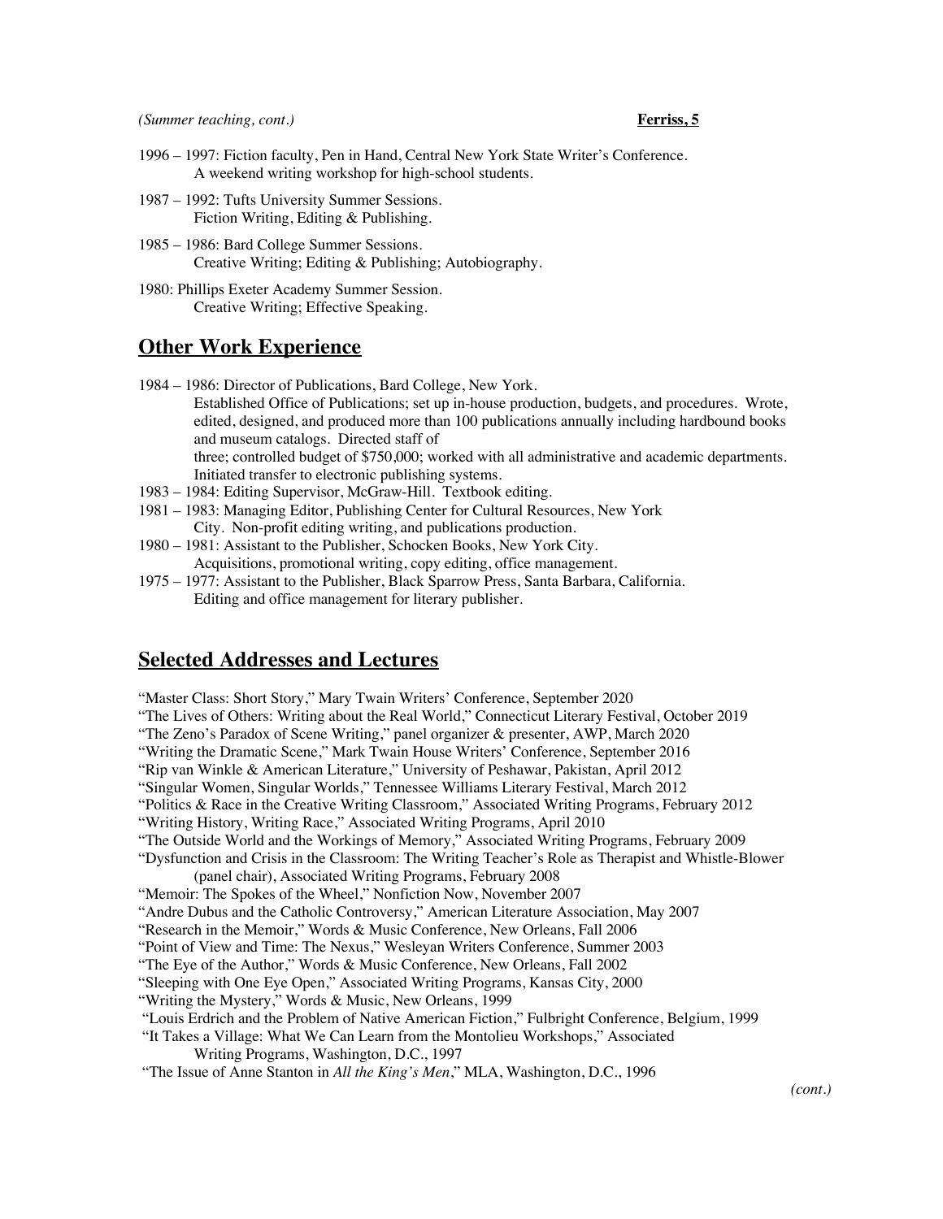*(Summer teaching, cont.)*

1996 – 1997: Fiction faculty, Pen in Hand, Central New York State Writer's Conference.
A weekend writing workshop for high-school students.

1987 – 1992: Tufts University Summer Sessions.
Fiction Writing, Editing & Publishing.

1985 – 1986: Bard College Summer Sessions.
Creative Writing; Editing & Publishing; Autobiography.

1980: Phillips Exeter Academy Summer Session.
Creative Writing; Effective Speaking.

## Other Work Experience

1984 – 1986: Director of Publications, Bard College, New York.
Established Office of Publications; set up in-house production, budgets, and procedures. Wrote, edited, designed, and produced more than 100 publications annually including hardbound books and museum catalogs. Directed staff of three; controlled budget of $750,000; worked with all administrative and academic departments. Initiated transfer to electronic publishing systems.

1983 – 1984: Editing Supervisor, McGraw-Hill. Textbook editing.

1981 – 1983: Managing Editor, Publishing Center for Cultural Resources, New York City. Non-profit editing writing, and publications production.

1980 – 1981: Assistant to the Publisher, Schocken Books, New York City.
Acquisitions, promotional writing, copy editing, office management.

1975 – 1977: Assistant to the Publisher, Black Sparrow Press, Santa Barbara, California.
Editing and office management for literary publisher.

## Selected Addresses and Lectures

"Master Class: Short Story," Mary Twain Writers' Conference, September 2020
"The Lives of Others: Writing about the Real World," Connecticut Literary Festival, October 2019
"The Zeno's Paradox of Scene Writing," panel organizer & presenter, AWP, March 2020
"Writing the Dramatic Scene," Mark Twain House Writers' Conference, September 2016
"Rip van Winkle & American Literature," University of Peshawar, Pakistan, April 2012
"Singular Women, Singular Worlds," Tennessee Williams Literary Festival, March 2012
"Politics & Race in the Creative Writing Classroom," Associated Writing Programs, February 2012
"Writing History, Writing Race," Associated Writing Programs, April 2010
"The Outside World and the Workings of Memory," Associated Writing Programs, February 2009
"Dysfunction and Crisis in the Classroom: The Writing Teacher's Role as Therapist and Whistle-Blower (panel chair), Associated Writing Programs, February 2008
"Memoir: The Spokes of the Wheel," Nonfiction Now, November 2007
"Andre Dubus and the Catholic Controversy," American Literature Association, May 2007
"Research in the Memoir," Words & Music Conference, New Orleans, Fall 2006
"Point of View and Time: The Nexus," Wesleyan Writers Conference, Summer 2003
"The Eye of the Author," Words & Music Conference, New Orleans, Fall 2002
"Sleeping with One Eye Open," Associated Writing Programs, Kansas City, 2000
"Writing the Mystery," Words & Music, New Orleans, 1999
"Louis Erdrich and the Problem of Native American Fiction," Fulbright Conference, Belgium, 1999
"It Takes a Village: What We Can Learn from the Montolieu Workshops," Associated Writing Programs, Washington, D.C., 1997
"The Issue of Anne Stanton in *All the King's Men*," MLA, Washington, D.C., 1996

*(cont.)*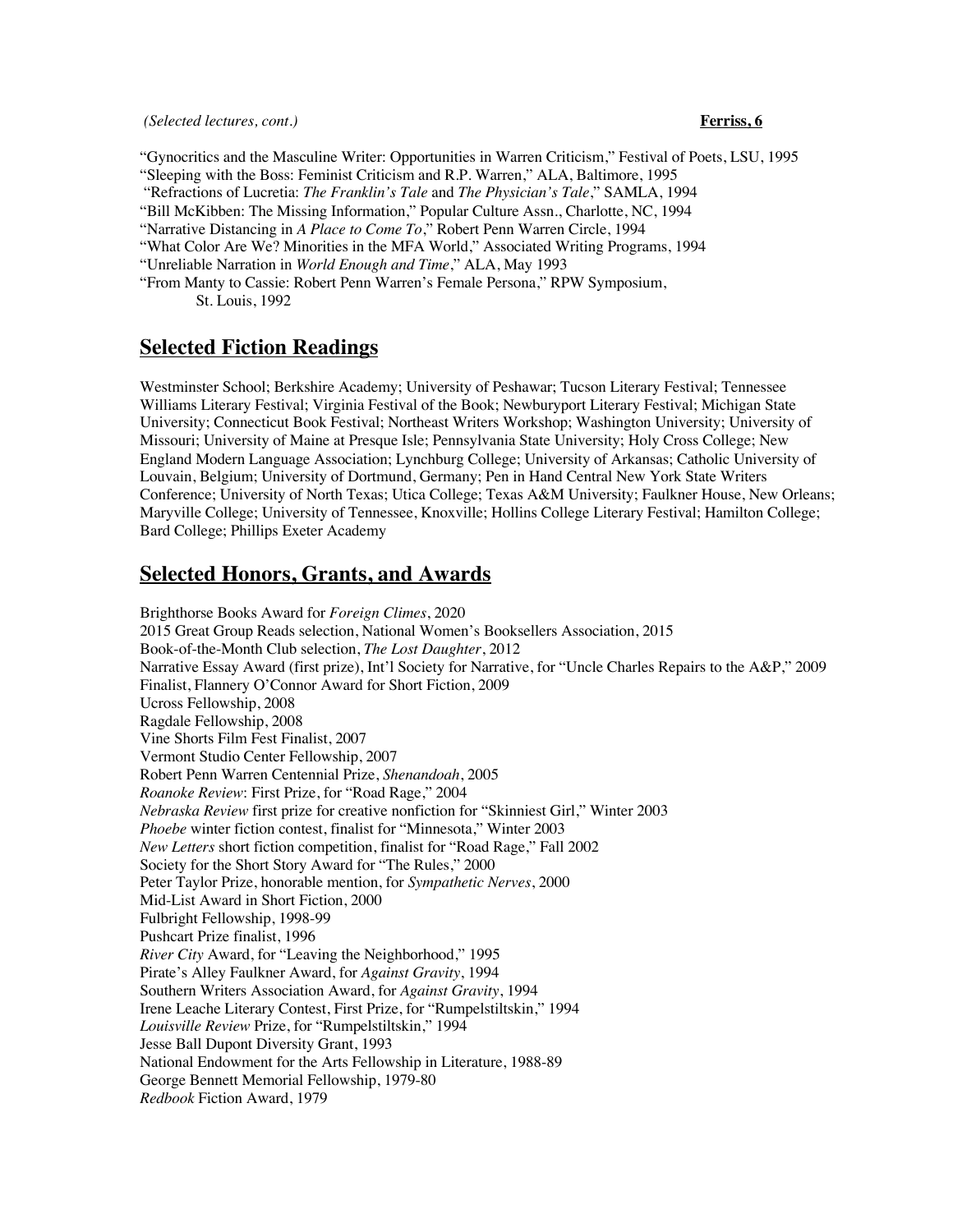*(Selected lectures, cont.)*

"Gynocritics and the Masculine Writer: Opportunities in Warren Criticism," Festival of Poets, LSU, 1995
"Sleeping with the Boss: Feminist Criticism and R.P. Warren," ALA, Baltimore, 1995
"Refractions of Lucretia: *The Franklin's Tale* and *The Physician's Tale*," SAMLA, 1994
"Bill McKibben: The Missing Information," Popular Culture Assn., Charlotte, NC, 1994
"Narrative Distancing in *A Place to Come To*," Robert Penn Warren Circle, 1994
"What Color Are We? Minorities in the MFA World," Associated Writing Programs, 1994
"Unreliable Narration in *World Enough and Time*," ALA, May 1993
"From Manty to Cassie: Robert Penn Warren's Female Persona," RPW Symposium, St. Louis, 1992

## Selected Fiction Readings

Westminster School; Berkshire Academy; University of Peshawar; Tucson Literary Festival; Tennessee Williams Literary Festival; Virginia Festival of the Book; Newburyport Literary Festival; Michigan State University; Connecticut Book Festival; Northeast Writers Workshop; Washington University; University of Missouri; University of Maine at Presque Isle; Pennsylvania State University; Holy Cross College; New England Modern Language Association; Lynchburg College; University of Arkansas; Catholic University of Louvain, Belgium; University of Dortmund, Germany; Pen in Hand Central New York State Writers Conference; University of North Texas; Utica College; Texas A&M University; Faulkner House, New Orleans; Maryville College; University of Tennessee, Knoxville; Hollins College Literary Festival; Hamilton College; Bard College; Phillips Exeter Academy

## Selected Honors, Grants, and Awards

Brighthorse Books Award for *Foreign Climes*, 2020
2015 Great Group Reads selection, National Women's Booksellers Association, 2015
Book-of-the-Month Club selection, *The Lost Daughter*, 2012
Narrative Essay Award (first prize), Int'l Society for Narrative, for "Uncle Charles Repairs to the A&P," 2009
Finalist, Flannery O'Connor Award for Short Fiction, 2009
Ucross Fellowship, 2008
Ragdale Fellowship, 2008
Vine Shorts Film Fest Finalist, 2007
Vermont Studio Center Fellowship, 2007
Robert Penn Warren Centennial Prize, *Shenandoah*, 2005
*Roanoke Review*: First Prize, for "Road Rage," 2004
*Nebraska Review* first prize for creative nonfiction for "Skinniest Girl," Winter 2003
*Phoebe* winter fiction contest, finalist for "Minnesota," Winter 2003
*New Letters* short fiction competition, finalist for "Road Rage," Fall 2002
Society for the Short Story Award for "The Rules," 2000
Peter Taylor Prize, honorable mention, for *Sympathetic Nerves*, 2000
Mid-List Award in Short Fiction, 2000
Fulbright Fellowship, 1998-99
Pushcart Prize finalist, 1996
*River City* Award, for "Leaving the Neighborhood," 1995
Pirate's Alley Faulkner Award, for *Against Gravity*, 1994
Southern Writers Association Award, for *Against Gravity*, 1994
Irene Leache Literary Contest, First Prize, for "Rumpelstiltskin," 1994
*Louisville Review* Prize, for "Rumpelstiltskin," 1994
Jesse Ball Dupont Diversity Grant, 1993
National Endowment for the Arts Fellowship in Literature, 1988-89
George Bennett Memorial Fellowship, 1979-80
*Redbook* Fiction Award, 1979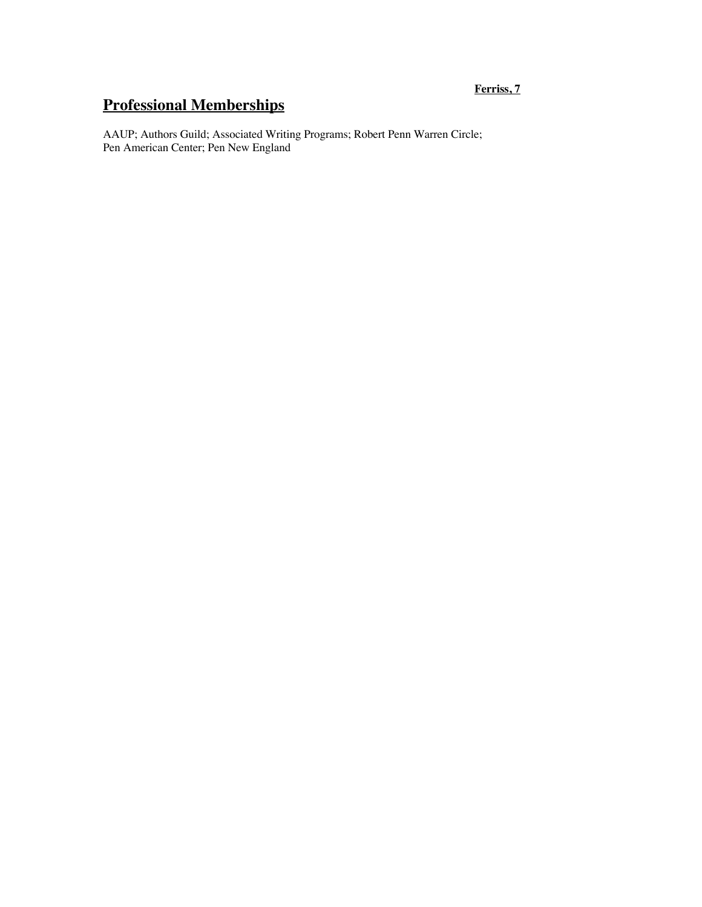## Professional Memberships

AAUP; Authors Guild; Associated Writing Programs; Robert Penn Warren Circle; Pen American Center; Pen New England